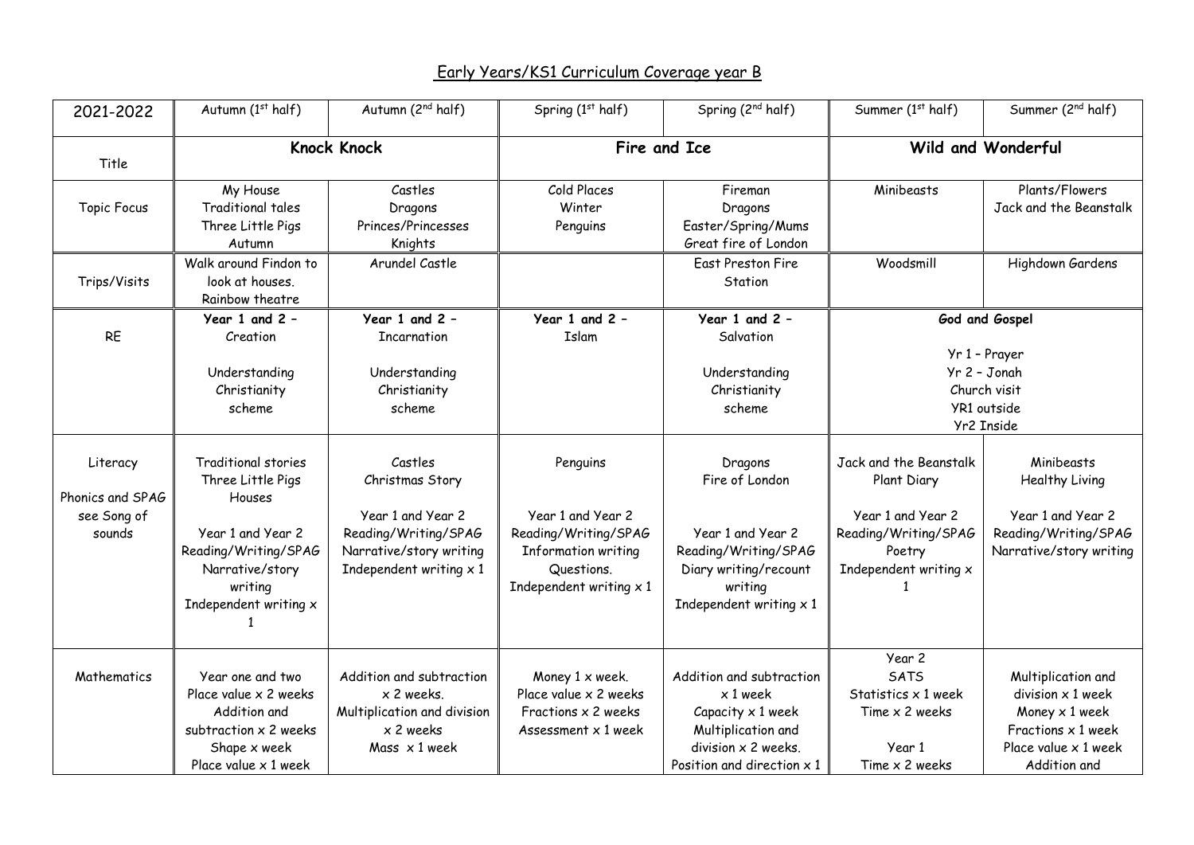# Early Years/KS1 Curriculum Coverage year B

| 2021-2022 | Autumn (1st half) | Autumn (2nd half) | Spring (1st half) | Spring (2nd half) | Summer (1st half) | Summer (2nd half) |
|---|---|---|---|---|---|---|
| Title | **Knock Knock** | | **Fire and Ice** | | **Wild and Wonderful** | |
| Topic Focus | My House<br>Traditional tales<br>Three Little Pigs<br>Autumn | Castles<br>Dragons<br>Princes/Princesses<br>Knights | Cold Places<br>Winter<br>Penguins | Fireman<br>Dragons<br>Easter/Spring/Mums<br>Great fire of London | Minibeasts | Plants/Flowers<br>Jack and the Beanstalk |
| Trips/Visits | Walk around Findon to look at houses.<br>Rainbow theatre | Arundel Castle | | East Preston Fire Station | Woodsmill | Highdown Gardens |
| RE | **Year 1 and 2 –**<br>Creation<br><br>Understanding Christianity scheme | **Year 1 and 2 –**<br>Incarnation<br><br>Understanding Christianity scheme | **Year 1 and 2 –**<br>Islam | **Year 1 and 2 –**<br>Salvation<br><br>Understanding Christianity scheme | **God and Gospel**<br><br>Yr 1 – Prayer<br>Yr 2 – Jonah<br>Church visit<br>YR1 outside<br>Yr2 Inside | |
| Literacy<br><br>Phonics and SPAG see Song of sounds | Traditional stories<br>Three Little Pigs<br>Houses<br><br>Year 1 and Year 2<br>Reading/Writing/SPAG<br>Narrative/story writing<br>Independent writing x 1 | Castles<br>Christmas Story<br><br>Year 1 and Year 2<br>Reading/Writing/SPAG<br>Narrative/story writing<br>Independent writing x 1 | Penguins<br><br>Year 1 and Year 2<br>Reading/Writing/SPAG<br>Information writing<br>Questions.<br>Independent writing x 1 | Dragons<br>Fire of London<br><br>Year 1 and Year 2<br>Reading/Writing/SPAG<br>Diary writing/recount writing<br>Independent writing x 1 | Jack and the Beanstalk<br>Plant Diary<br><br>Year 1 and Year 2<br>Reading/Writing/SPAG<br>Poetry<br>Independent writing x 1 | Minibeasts<br>Healthy Living<br><br>Year 1 and Year 2<br>Reading/Writing/SPAG<br>Narrative/story writing |
| Mathematics | Year one and two<br>Place value x 2 weeks<br>Addition and subtraction x 2 weeks<br>Shape x week<br>Place value x 1 week | Addition and subtraction x 2 weeks.<br>Multiplication and division x 2 weeks<br>Mass x 1 week | Money 1 x week.<br>Place value x 2 weeks<br>Fractions x 2 weeks<br>Assessment x 1 week | Addition and subtraction x 1 week<br>Capacity x 1 week<br>Multiplication and division x 2 weeks.<br>Position and direction x 1 | Year 2<br>SATS<br>Statistics x 1 week<br>Time x 2 weeks<br><br>Year 1<br>Time x 2 weeks | Multiplication and division x 1 week<br>Money x 1 week<br>Fractions x 1 week<br>Place value x 1 week<br>Addition and |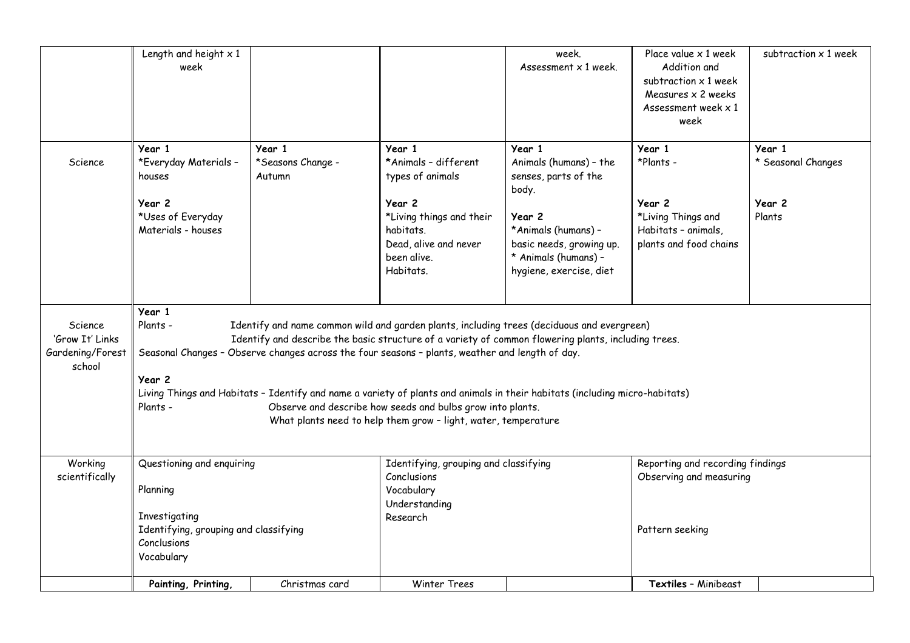| | | | | | | |
|---|---|---|---|---|---|---|
| | Length and height x 1 week | | | week.<br>Assessment x 1 week. | Place value x 1 week<br>Addition and subtraction x 1 week<br>Measures x 2 weeks<br>Assessment week x 1 week | subtraction x 1 week |
| Science | **Year 1**<br>*Everyday Materials – houses<br><br>**Year 2**<br>*Uses of Everyday Materials - houses | **Year 1**<br>*Seasons Change - Autumn | **Year 1**<br>*Animals – different types of animals<br><br>**Year 2**<br>*Living things and their habitats.<br>Dead, alive and never been alive.<br>Habitats. | **Year 1**<br>Animals (humans) – the senses, parts of the body.<br><br>**Year 2**<br>*Animals (humans) – basic needs, growing up.<br>* Animals (humans) – hygiene, exercise, diet | **Year 1**<br>*Plants -<br><br>**Year 2**<br>*Living Things and Habitats – animals, plants and food chains | **Year 1**<br>* Seasonal Changes<br><br>**Year 2**<br>Plants |
| Science 'Grow It' Links Gardening/Forest school | **Year 1**<br>Plants - Identify and name common wild and garden plants, including trees (deciduous and evergreen)<br>Identify and describe the basic structure of a variety of common flowering plants, including trees.<br>Seasonal Changes – Observe changes across the four seasons – plants, weather and length of day.<br><br>**Year 2**<br>Living Things and Habitats – Identify and name a variety of plants and animals in their habitats (including micro-habitats)<br>Plants - Observe and describe how seeds and bulbs grow into plants.<br>What plants need to help them grow – light, water, temperature | | | | | |
| Working scientifically | Questioning and enquiring<br><br>Planning<br><br>Investigating<br>Identifying, grouping and classifying<br>Conclusions<br>Vocabulary | | Identifying, grouping and classifying<br>Conclusions<br>Vocabulary<br>Understanding<br>Research | | Reporting and recording findings<br>Observing and measuring<br><br><br>Pattern seeking | |
| | **Painting, Printing,** | Christmas card | Winter Trees | | **Textiles** – Minibeast | |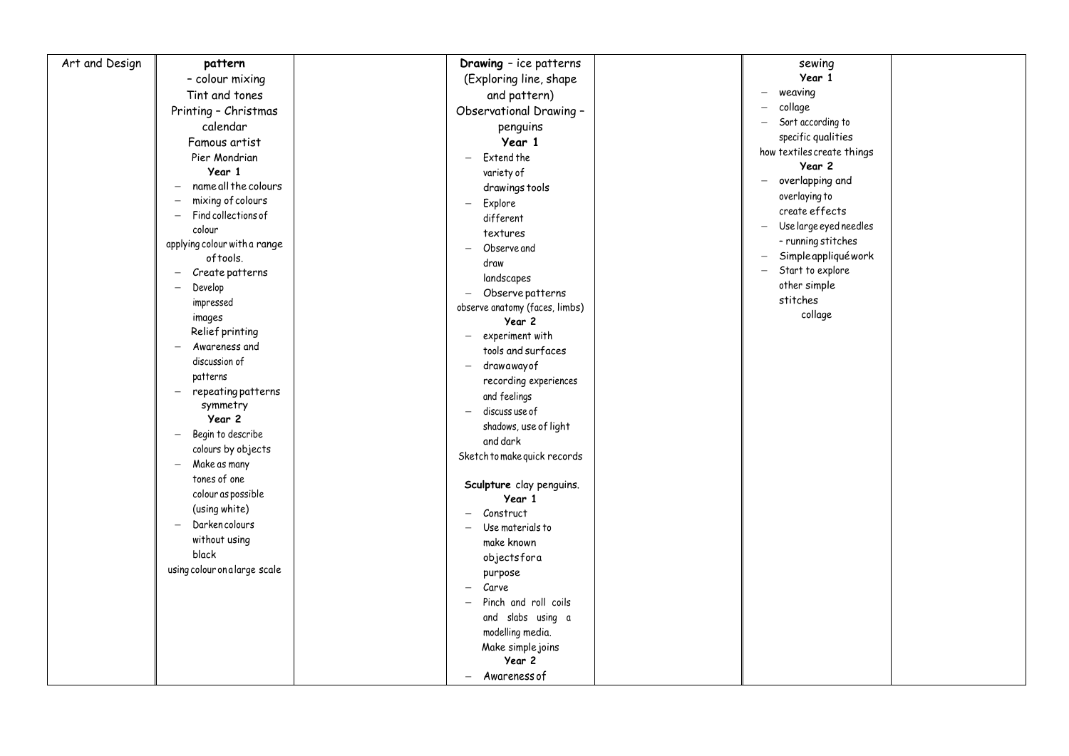| Art and Design | **pattern**<br>– colour mixing<br>Tint and tones<br>Printing – Christmas calendar<br>Famous artist<br>Pier Mondrian<br>**Year 1**<br>– name all the colours<br>– mixing of colours<br>– Find collections of colour<br>applying colour with a range of tools.<br>– Create patterns<br>– Develop impressed images<br>Relief printing<br>– Awareness and discussion of patterns<br>– repeating patterns symmetry<br>**Year 2**<br>– Begin to describe colours by objects<br>– Make as many tones of one colour as possible (using white)<br>– Darken colours without using black<br>using colour on a large scale | | **Drawing** – ice patterns<br>(Exploring line, shape and pattern)<br>Observational Drawing – penguins<br>**Year 1**<br>– Extend the variety of drawings tools<br>– Explore different textures<br>– Observe and draw landscapes<br>– Observe patterns<br>observe anatomy (faces, limbs)<br>**Year 2**<br>– experiment with tools and surfaces<br>– draw a way of recording experiences and feelings<br>– discuss use of shadows, use of light and dark<br>Sketch to make quick records<br><br>**Sculpture** clay penguins.<br>**Year 1**<br>– Construct<br>– Use materials to make known objects for a purpose<br>– Carve<br>– Pinch and roll coils and slabs using a modelling media.<br>Make simple joins<br>**Year 2**<br>– Awareness of | | sewing<br>**Year 1**<br>– weaving<br>– collage<br>– Sort according to specific qualities<br>how textiles create things<br>**Year 2**<br>– overlapping and overlaying to create effects<br>– Use large eyed needles – running stitches<br>– Simple appliqué work<br>– Start to explore other simple stitches<br>collage | |
|---|---|---|---|---|---|---|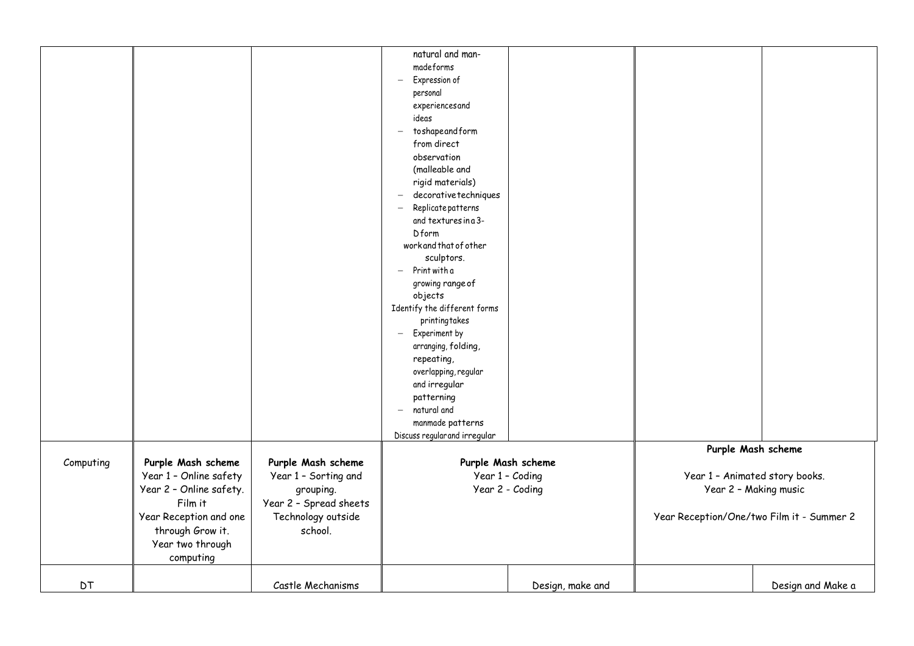| | | | | | | |
|---|---|---|---|---|---|---|
| | | | natural and man-madeforms<br>– Expression of personal experiencesand ideas<br>– toshapeandform from direct observation (malleable and rigid materials)<br>– decorativetechniques<br>– Replicatepatterns and texturesina3-Dform<br>workandthatofother sculptors.<br>– Print with a growing range of objects<br>Identify the different forms printingtakes<br>– Experiment by arranging, folding, repeating, overlapping, regular and irregular patterning<br>– natural and manmade patterns<br>Discuss regularand irregular | | | |
| Computing | **Purple Mash scheme**<br>Year 1 – Online safety<br>Year 2 – Online safety.<br>Film it<br>Year Reception and one through Grow it.<br>Year two through computing | **Purple Mash scheme**<br>Year 1 – Sorting and grouping.<br>Year 2 – Spread sheets<br>Technology outside school. | **Purple Mash scheme**<br>Year 1 – Coding<br>Year 2 - Coding | | **Purple Mash scheme**<br>Year 1 – Animated story books.<br>Year 2 – Making music<br>Year Reception/One/two Film it - Summer 2 | |
| DT | | Castle Mechanisms | | Design, make and | | Design and Make a |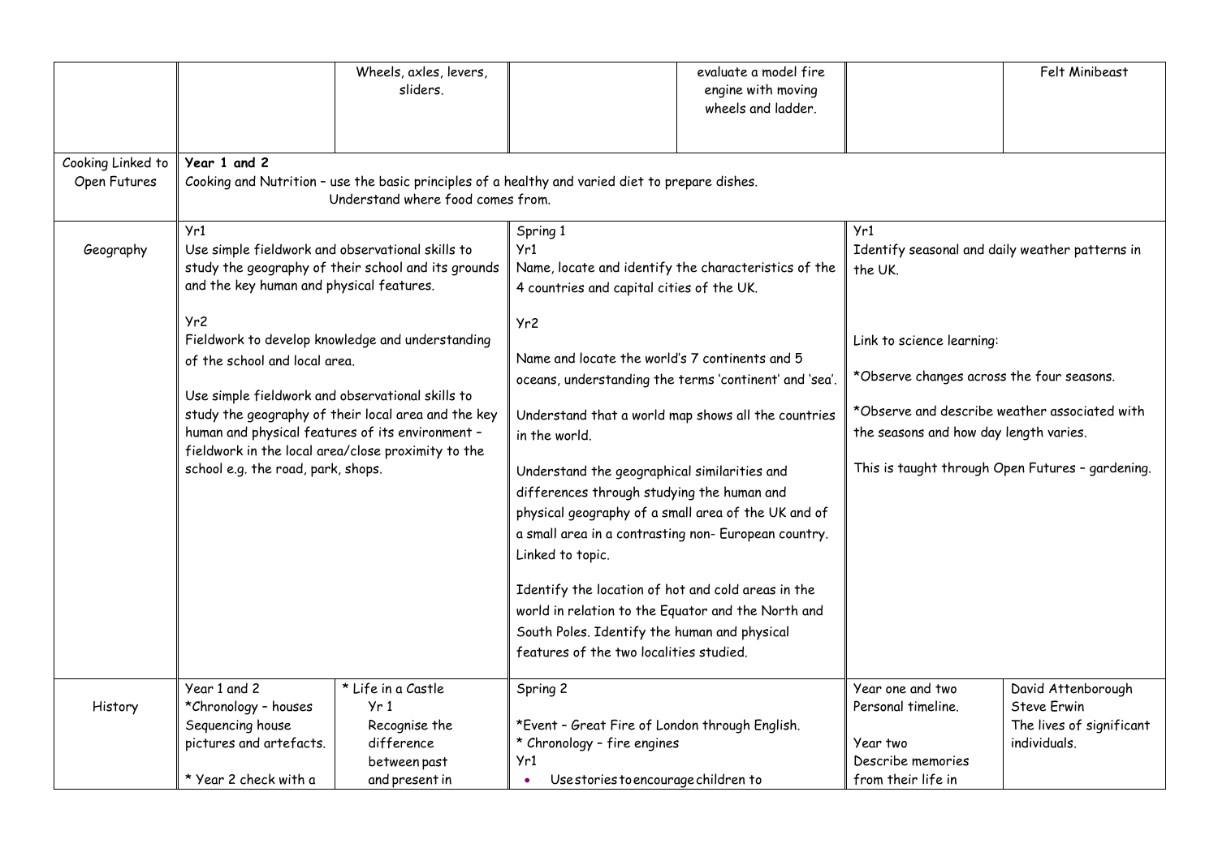|  |  |  |  |  |  |  |
|---|---|---|---|---|---|---|
|  |  | Wheels, axles, levers, sliders. |  | evaluate a model fire engine with moving wheels and ladder. |  | Felt Minibeast |
| Cooking Linked to Open Futures | **Year 1 and 2**<br>Cooking and Nutrition – use the basic principles of a healthy and varied diet to prepare dishes.<br>Understand where food comes from. |  |  |  |  |  |
| Geography | Yr1<br>Use simple fieldwork and observational skills to study the geography of their school and its grounds and the key human and physical features.<br><br>Yr2<br>Fieldwork to develop knowledge and understanding of the school and local area.<br><br>Use simple fieldwork and observational skills to study the geography of their local area and the key human and physical features of its environment – fieldwork in the local area/close proximity to the school e.g. the road, park, shops. |  | Spring 1<br>Yr1<br>Name, locate and identify the characteristics of the 4 countries and capital cities of the UK.<br><br>Yr2<br>Name and locate the world's 7 continents and 5 oceans, understanding the terms 'continent' and 'sea'.<br><br>Understand that a world map shows all the countries in the world.<br><br>Understand the geographical similarities and differences through studying the human and physical geography of a small area of the UK and of a small area in a contrasting non- European country. Linked to topic.<br><br>Identify the location of hot and cold areas in the world in relation to the Equator and the North and South Poles. Identify the human and physical features of the two localities studied. |  | Yr1<br>Identify seasonal and daily weather patterns in the UK.<br><br>Link to science learning:<br><br>*Observe changes across the four seasons.<br><br>*Observe and describe weather associated with the seasons and how day length varies.<br><br>This is taught through Open Futures – gardening. |  |
| History | Year 1 and 2<br>*Chronology – houses<br>Sequencing house pictures and artefacts.<br><br>* Year 2 check with a | * Life in a Castle<br>Yr 1<br>Recognise the difference between past and present in | Spring 2<br><br>*Event – Great Fire of London through English.<br>* Chronology – fire engines<br>Yr1<br>• Use stories to encourage children to |  | Year one and two<br>Personal timeline.<br><br>Year two<br>Describe memories from their life in | David Attenborough<br>Steve Erwin<br>The lives of significant individuals. |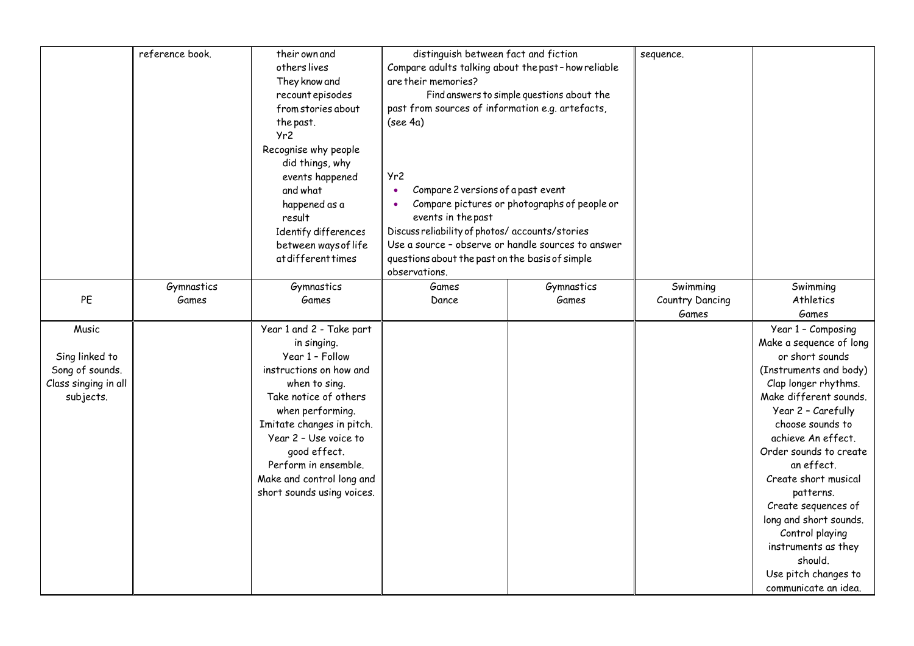| | reference book. | their own and<br>others lives<br>They know and<br>recount episodes<br>from stories about<br>the past.<br>Yr2<br>Recognise why people<br>did things, why<br>events happened<br>and what<br>happened as a<br>result<br>Identify differences<br>between ways of life<br>at different times | distinguish between fact and fiction<br>Compare adults talking about the past – how reliable are their memories?<br>Find answers to simple questions about the past from sources of information e.g. artefacts, (see 4a)<br><br>Yr2<br>• Compare 2 versions of a past event<br>• Compare pictures or photographs of people or events in the past<br>Discuss reliability of photos/ accounts/stories<br>Use a source – observe or handle sources to answer questions about the past on the basis of simple observations. | | sequence. | |
|---|---|---|---|---|---|---|
| PE | Gymnastics<br>Games | Gymnastics<br>Games | Games<br>Dance | Gymnastics<br>Games | Swimming<br>Country Dancing<br>Games | Swimming<br>Athletics<br>Games |
| Music<br><br>Sing linked to Song of sounds.<br>Class singing in all subjects. | | Year 1 and 2 - Take part in singing.<br>Year 1 – Follow instructions on how and when to sing.<br>Take notice of others when performing.<br>Imitate changes in pitch.<br>Year 2 – Use voice to good effect.<br>Perform in ensemble.<br>Make and control long and short sounds using voices. | | | | Year 1 – Composing<br>Make a sequence of long or short sounds (Instruments and body)<br>Clap longer rhythms.<br>Make different sounds.<br>Year 2 – Carefully choose sounds to achieve An effect.<br>Order sounds to create an effect.<br>Create short musical patterns.<br>Create sequences of long and short sounds.<br>Control playing instruments as they should.<br>Use pitch changes to communicate an idea. |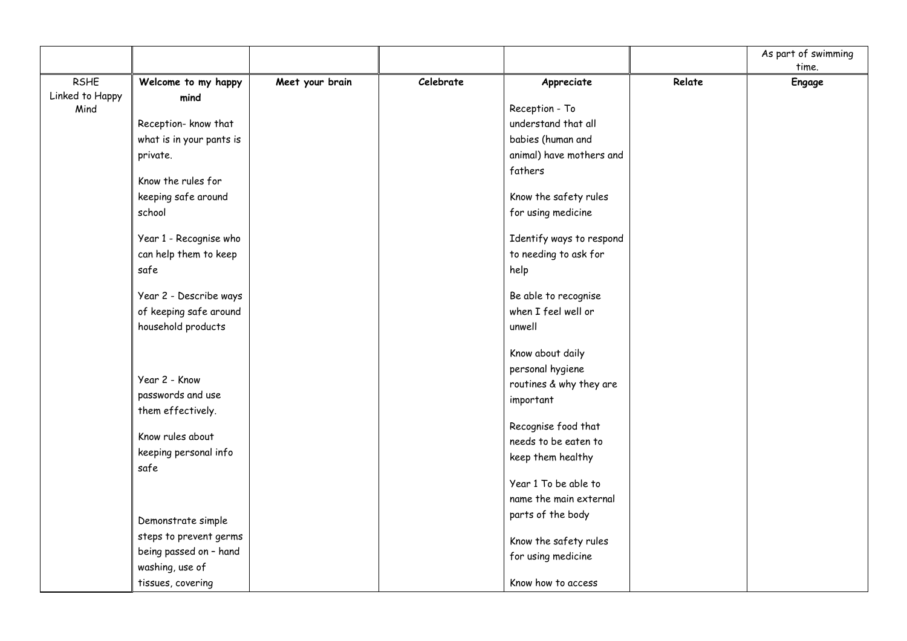| | | | | | | As part of swimming time. |
|---|---|---|---|---|---|---|
| RSHE Linked to Happy Mind | **Welcome to my happy mind**<br><br>Reception- know that what is in your pants is private.<br><br>Know the rules for keeping safe around school<br><br>Year 1 - Recognise who can help them to keep safe<br><br>Year 2 - Describe ways of keeping safe around household products<br><br>Year 2 - Know passwords and use them effectively.<br><br>Know rules about keeping personal info safe<br><br>Demonstrate simple steps to prevent germs being passed on – hand washing, use of tissues, covering | **Meet your brain** | **Celebrate** | **Appreciate**<br><br>Reception - To understand that all babies (human and animal) have mothers and fathers<br><br>Know the safety rules for using medicine<br><br>Identify ways to respond to needing to ask for help<br><br>Be able to recognise when I feel well or unwell<br><br>Know about daily personal hygiene routines & why they are important<br><br>Recognise food that needs to be eaten to keep them healthy<br><br>Year 1 To be able to name the main external parts of the body<br><br>Know the safety rules for using medicine<br><br>Know how to access | **Relate** | **Engage** |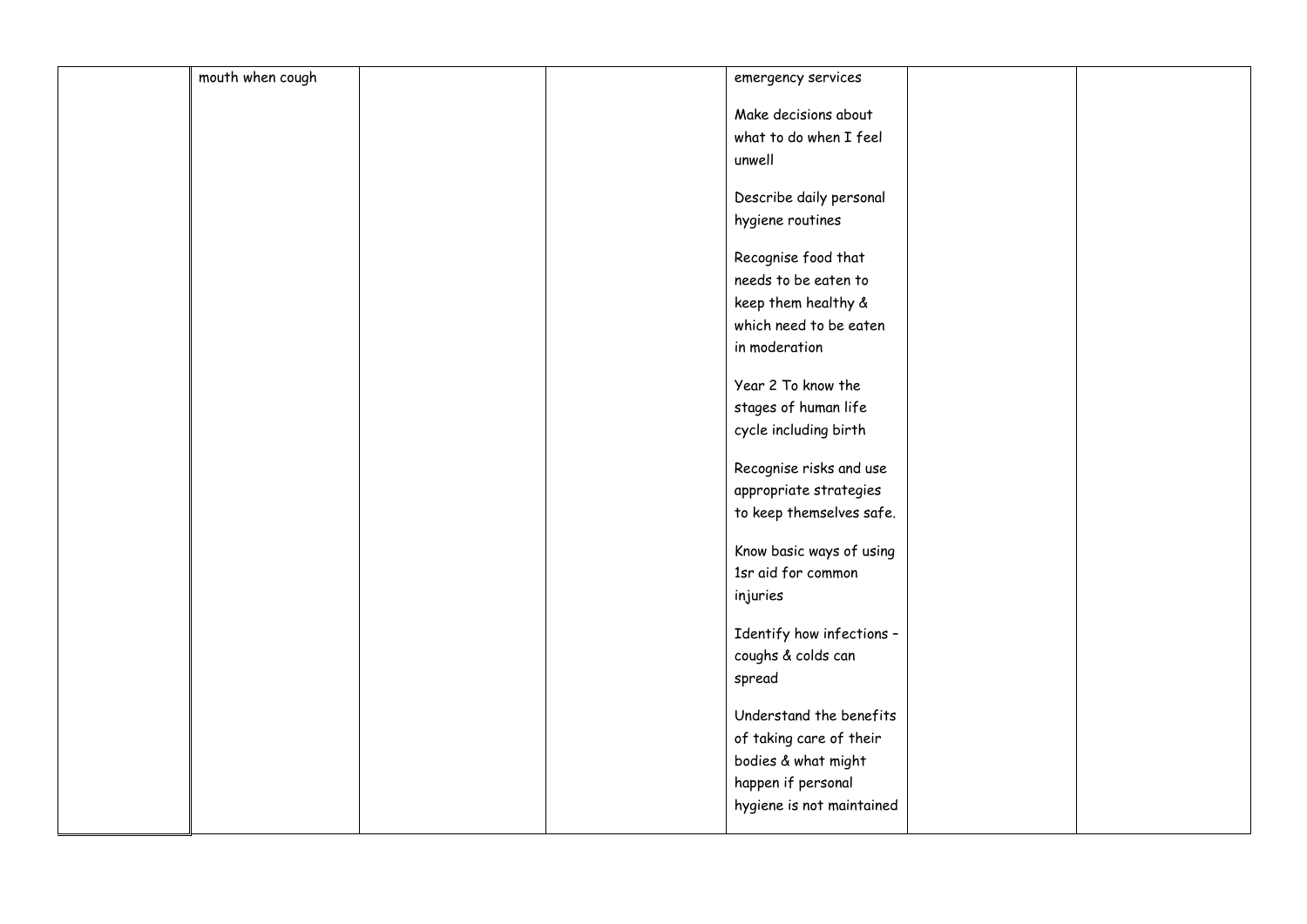| | | | | | | |
|---|---|---|---|---|---|---|
| | mouth when cough | | | emergency services<br><br>Make decisions about what to do when I feel unwell<br><br>Describe daily personal hygiene routines<br><br>Recognise food that needs to be eaten to keep them healthy & which need to be eaten in moderation<br><br>Year 2 To know the stages of human life cycle including birth<br><br>Recognise risks and use appropriate strategies to keep themselves safe.<br><br>Know basic ways of using 1sr aid for common injuries<br><br>Identify how infections – coughs & colds can spread<br><br>Understand the benefits of taking care of their bodies & what might happen if personal hygiene is not maintained | | |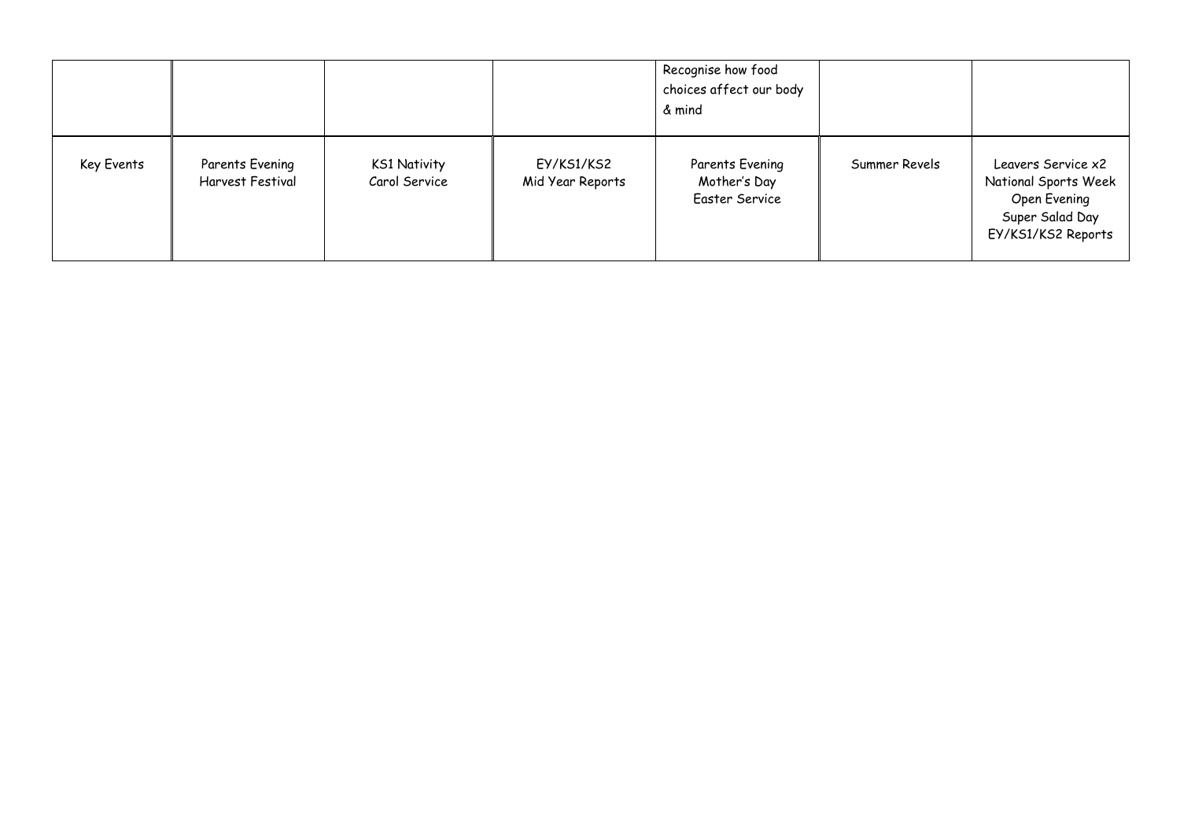| | | | | | | |
|---|---|---|---|---|---|---|
| | | | | Recognise how food choices affect our body & mind | | |
| Key Events | Parents Evening<br>Harvest Festival | KS1 Nativity<br>Carol Service | EY/KS1/KS2<br>Mid Year Reports | Parents Evening<br>Mother's Day<br>Easter Service | Summer Revels | Leavers Service x2<br>National Sports Week<br>Open Evening<br>Super Salad Day<br>EY/KS1/KS2 Reports |